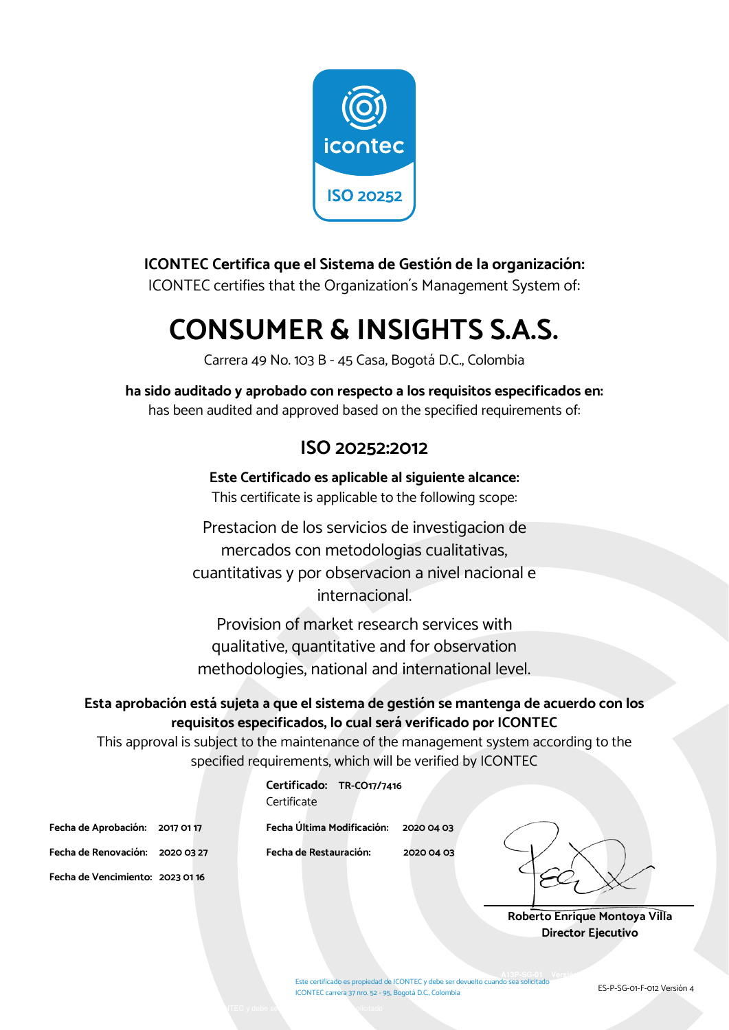icontec

ISO 20252

**ICONTEC Certifica que el Sistema de Gestión de la organización:**
ICONTEC certifies that the Organization´s Management System of:

# CONSUMER & INSIGHTS S.A.S.

Carrera 49 No. 103 B - 45 Casa, Bogotá D.C., Colombia

**ha sido auditado y aprobado con respecto a los requisitos especificados en:**
has been audited and approved based on the specified requirements of:

## ISO 20252:2012

**Este Certificado es aplicable al siguiente alcance:**
This certificate is applicable to the following scope:

Prestacion de los servicios de investigacion de mercados con metodologias cualitativas, cuantitativas y por observacion a nivel nacional e internacional.

Provision of market research services with qualitative, quantitative and for observation methodologies, national and international level.

**Esta aprobación está sujeta a que el sistema de gestión se mantenga de acuerdo con los requisitos especificados, lo cual será verificado por ICONTEC**
This approval is subject to the maintenance of the management system according to the specified requirements, which will be verified by ICONTEC

**Certificado:** **TR-CO17/7416**
Certificate

**Fecha de Aprobación:** 2017 01 17

**Fecha de Renovación:** 2020 03 27

**Fecha de Vencimiento:** 2023 01 16

**Fecha Última Modificación:** 2020 04 03

**Fecha de Restauración:** 2020 04 03

**Roberto Enrique Montoya Villa**
**Director Ejecutivo**

Este certificado es propiedad de ICONTEC y debe ser devuelto cuando sea solicitado
ICONTEC carrera 37 nro. 52 - 95, Bogotá D.C., Colombia

ES-P-SG-01-F-012 Versión 4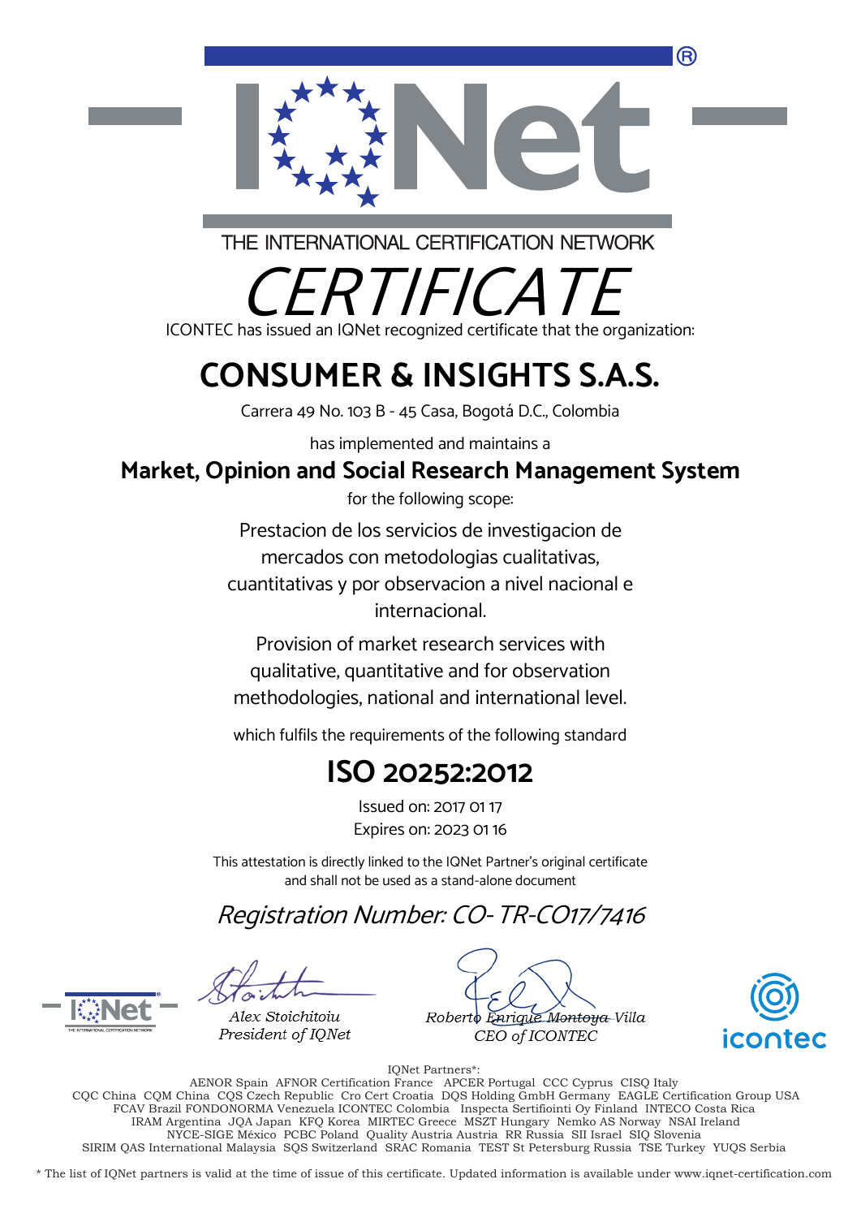THE INTERNATIONAL CERTIFICATION NETWORK

# CERTIFICATE

ICONTEC has issued an IQNet recognized certificate that the organization:

## CONSUMER & INSIGHTS S.A.S.

Carrera 49 No. 103 B - 45 Casa, Bogotá D.C., Colombia

has implemented and maintains a

### Market, Opinion and Social Research Management System

for the following scope:

Prestacion de los servicios de investigacion de mercados con metodologias cualitativas, cuantitativas y por observacion a nivel nacional e internacional.

Provision of market research services with qualitative, quantitative and for observation methodologies, national and international level.

which fulfils the requirements of the following standard

## ISO 20252:2012

Issued on: 2017 01 17

Expires on: 2023 01 16

This attestation is directly linked to the IQNet Partner's original certificate and shall not be used as a stand-alone document

*Registration Number: CO- TR-CO17/7416*

*Alex Stoichitoiu*
*President of IQNet*

*Roberto Enrique Montoya Villa*
*CEO of ICONTEC*

IQNet Partners*:

AENOR Spain AFNOR Certification France APCER Portugal CCC Cyprus CISQ Italy
CQC China CQM China CQS Czech Republic Cro Cert Croatia DQS Holding GmbH Germany EAGLE Certification Group USA
FCAV Brazil FONDONORMA Venezuela ICONTEC Colombia Inspecta Sertifiointi Oy Finland INTECO Costa Rica
IRAM Argentina JQA Japan KFQ Korea MIRTEC Greece MSZT Hungary Nemko AS Norway NSAI Ireland
NYCE-SIGE México PCBC Poland Quality Austria Austria RR Russia SII Israel SIQ Slovenia
SIRIM QAS International Malaysia SQS Switzerland SRAC Romania TEST St Petersburg Russia TSE Turkey YUQS Serbia

* The list of IQNet partners is valid at the time of issue of this certificate. Updated information is available under www.iqnet-certification.com